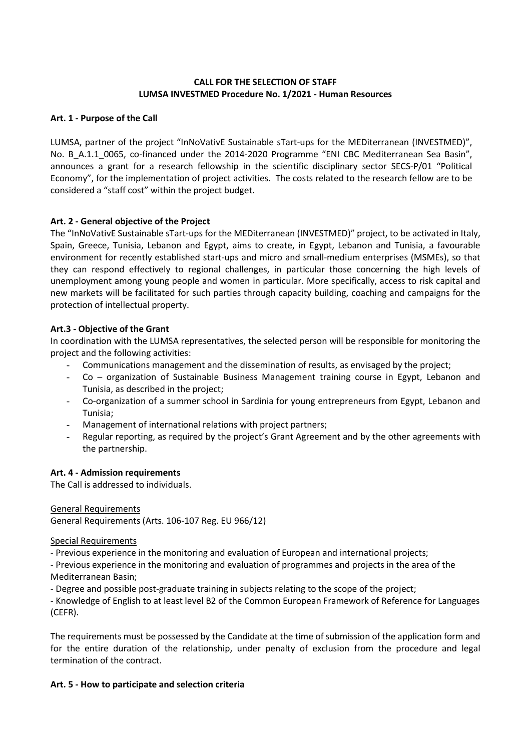**CALL FOR THE SELECTION OF STAFF**
**LUMSA INVESTMED Procedure No. 1/2021 - Human Resources**

## Art. 1 - Purpose of the Call

LUMSA, partner of the project "InNoVativE Sustainable sTart-ups for the MEDiterranean (INVESTMED)", No. B_A.1.1_0065, co-financed under the 2014-2020 Programme "ENI CBC Mediterranean Sea Basin", announces a grant for a research fellowship in the scientific disciplinary sector SECS-P/01 "Political Economy", for the implementation of project activities. The costs related to the research fellow are to be considered a "staff cost" within the project budget.

## Art. 2 - General objective of the Project

The "InNoVativE Sustainable sTart-ups for the MEDiterranean (INVESTMED)" project, to be activated in Italy, Spain, Greece, Tunisia, Lebanon and Egypt, aims to create, in Egypt, Lebanon and Tunisia, a favourable environment for recently established start-ups and micro and small-medium enterprises (MSMEs), so that they can respond effectively to regional challenges, in particular those concerning the high levels of unemployment among young people and women in particular. More specifically, access to risk capital and new markets will be facilitated for such parties through capacity building, coaching and campaigns for the protection of intellectual property.

## Art.3 - Objective of the Grant

In coordination with the LUMSA representatives, the selected person will be responsible for monitoring the project and the following activities:

- Communications management and the dissemination of results, as envisaged by the project;
- Co – organization of Sustainable Business Management training course in Egypt, Lebanon and Tunisia, as described in the project;
- Co-organization of a summer school in Sardinia for young entrepreneurs from Egypt, Lebanon and Tunisia;
- Management of international relations with project partners;
- Regular reporting, as required by the project's Grant Agreement and by the other agreements with the partnership.

## Art. 4 - Admission requirements

The Call is addressed to individuals.

General Requirements

General Requirements (Arts. 106-107 Reg. EU 966/12)

Special Requirements

- Previous experience in the monitoring and evaluation of European and international projects;
- Previous experience in the monitoring and evaluation of programmes and projects in the area of the Mediterranean Basin;
- Degree and possible post-graduate training in subjects relating to the scope of the project;
- Knowledge of English to at least level B2 of the Common European Framework of Reference for Languages (CEFR).

The requirements must be possessed by the Candidate at the time of submission of the application form and for the entire duration of the relationship, under penalty of exclusion from the procedure and legal termination of the contract.

## Art. 5 - How to participate and selection criteria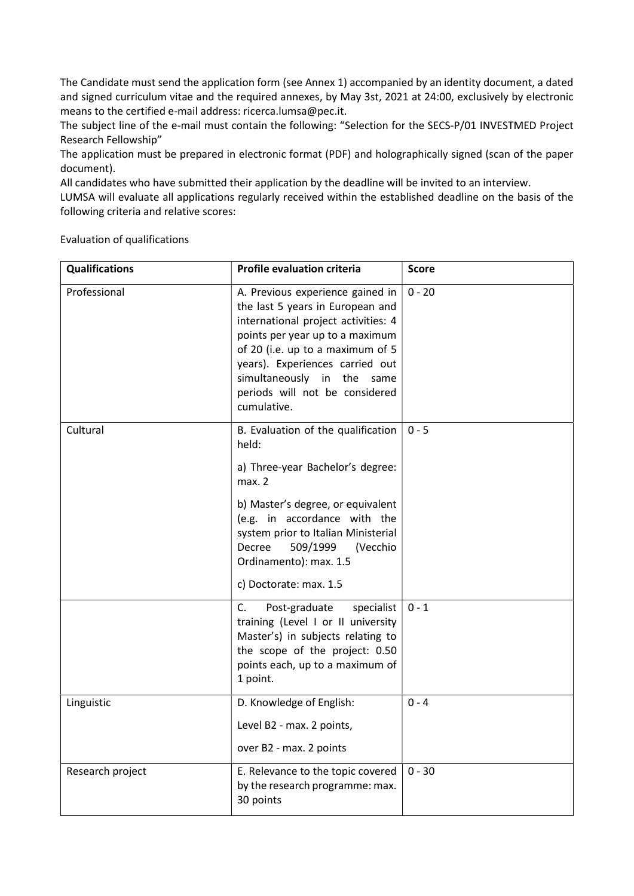The Candidate must send the application form (see Annex 1) accompanied by an identity document, a dated and signed curriculum vitae and the required annexes, by May 3st, 2021 at 24:00, exclusively by electronic means to the certified e-mail address: ricerca.lumsa@pec.it.

The subject line of the e-mail must contain the following: "Selection for the SECS-P/01 INVESTMED Project Research Fellowship"

The application must be prepared in electronic format (PDF) and holographically signed (scan of the paper document).

All candidates who have submitted their application by the deadline will be invited to an interview.

LUMSA will evaluate all applications regularly received within the established deadline on the basis of the following criteria and relative scores:

Evaluation of qualifications

| **Qualifications** | **Profile evaluation criteria** | **Score** |
|---|---|---|
| Professional | A. Previous experience gained in the last 5 years in European and international project activities: 4 points per year up to a maximum of 20 (i.e. up to a maximum of 5 years). Experiences carried out simultaneously in the same periods will not be considered cumulative. | 0 - 20 |
| Cultural | B. Evaluation of the qualification held:<br>a) Three-year Bachelor's degree: max. 2<br>b) Master's degree, or equivalent (e.g. in accordance with the system prior to Italian Ministerial Decree 509/1999 (Vecchio Ordinamento): max. 1.5<br>c) Doctorate: max. 1.5 | 0 - 5 |
| | C. Post-graduate specialist training (Level I or II university Master's) in subjects relating to the scope of the project: 0.50 points each, up to a maximum of 1 point. | 0 - 1 |
| Linguistic | D. Knowledge of English:<br>Level B2 - max. 2 points,<br>over B2 - max. 2 points | 0 - 4 |
| Research project | E. Relevance to the topic covered by the research programme: max. 30 points | 0 - 30 |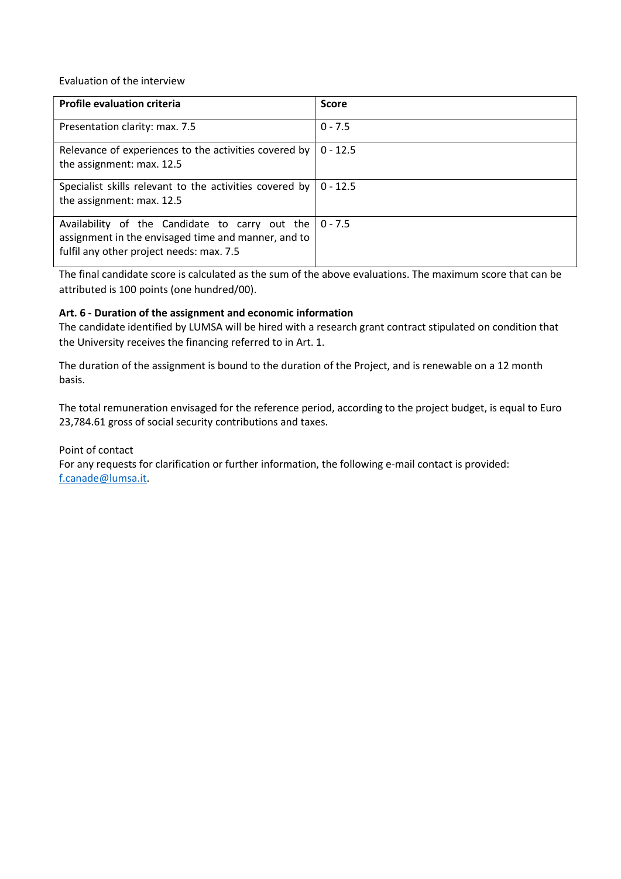Evaluation of the interview

| Profile evaluation criteria | Score |
| --- | --- |
| Presentation clarity: max. 7.5 | 0 - 7.5 |
| Relevance of experiences to the activities covered by the assignment: max. 12.5 | 0 - 12.5 |
| Specialist skills relevant to the activities covered by the assignment: max. 12.5 | 0 - 12.5 |
| Availability of the Candidate to carry out the assignment in the envisaged time and manner, and to fulfil any other project needs: max. 7.5 | 0 - 7.5 |

The final candidate score is calculated as the sum of the above evaluations. The maximum score that can be attributed is 100 points (one hundred/00).

**Art. 6 - Duration of the assignment and economic information**

The candidate identified by LUMSA will be hired with a research grant contract stipulated on condition that the University receives the financing referred to in Art. 1.

The duration of the assignment is bound to the duration of the Project, and is renewable on a 12 month basis.

The total remuneration envisaged for the reference period, according to the project budget, is equal to Euro 23,784.61 gross of social security contributions and taxes.

Point of contact

For any requests for clarification or further information, the following e-mail contact is provided: f.canade@lumsa.it.